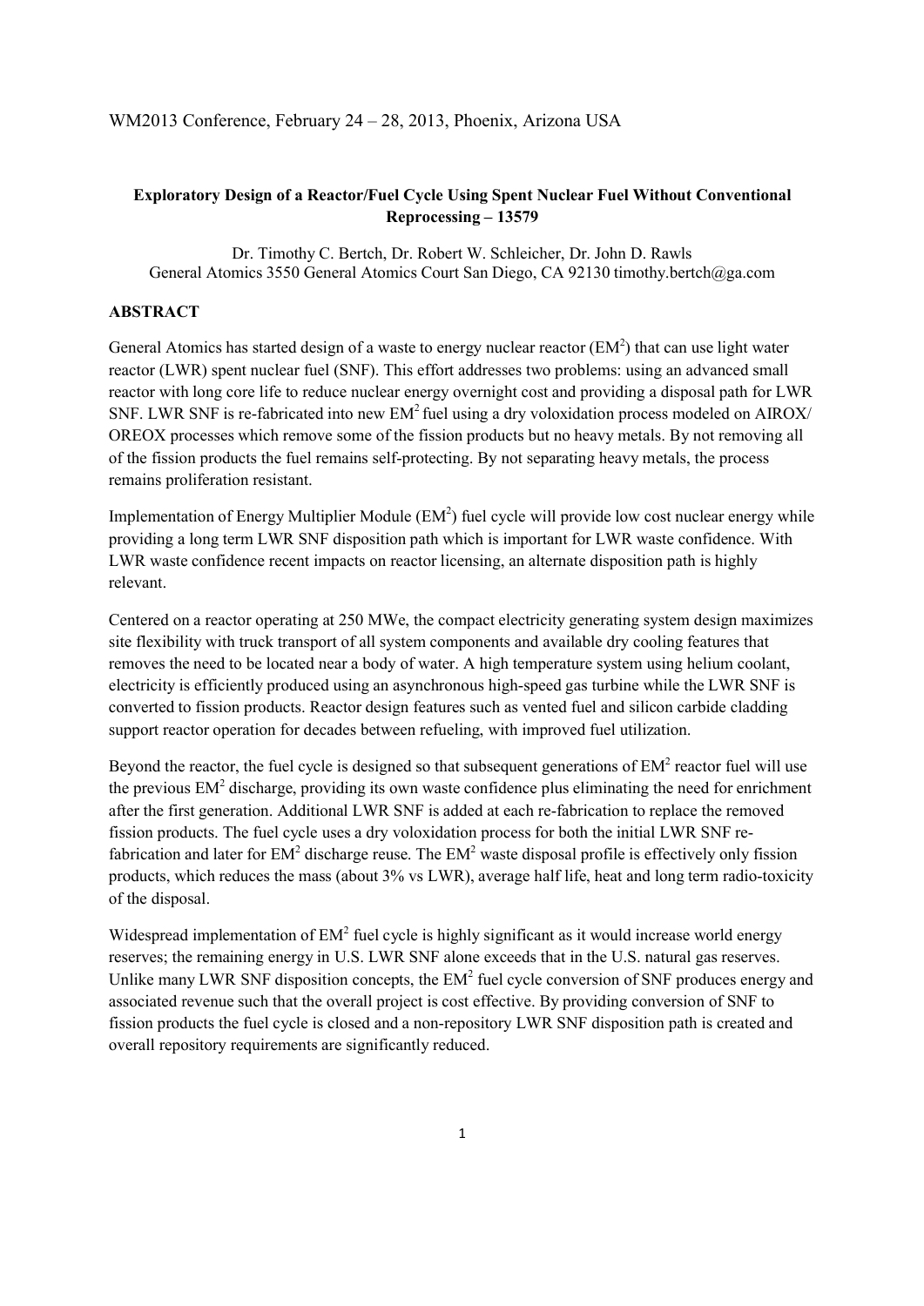# Exploratory Design of a Reactor/Fuel Cycle Using Spent Nuclear Fuel Without Conventional Reprocessing – 13579

Dr. Timothy C. Bertch, Dr. Robert W. Schleicher, Dr. John D. Rawls
General Atomics 3550 General Atomics Court San Diego, CA 92130 timothy.bertch@ga.com

## ABSTRACT

General Atomics has started design of a waste to energy nuclear reactor ($EM^2$) that can use light water reactor (LWR) spent nuclear fuel (SNF). This effort addresses two problems: using an advanced small reactor with long core life to reduce nuclear energy overnight cost and providing a disposal path for LWR SNF. LWR SNF is re-fabricated into new $EM^2$ fuel using a dry voloxidation process modeled on AIROX/ OREOX processes which remove some of the fission products but no heavy metals. By not removing all of the fission products the fuel remains self-protecting. By not separating heavy metals, the process remains proliferation resistant.

Implementation of Energy Multiplier Module ($EM^2$) fuel cycle will provide low cost nuclear energy while providing a long term LWR SNF disposition path which is important for LWR waste confidence. With LWR waste confidence recent impacts on reactor licensing, an alternate disposition path is highly relevant.

Centered on a reactor operating at 250 MWe, the compact electricity generating system design maximizes site flexibility with truck transport of all system components and available dry cooling features that removes the need to be located near a body of water. A high temperature system using helium coolant, electricity is efficiently produced using an asynchronous high-speed gas turbine while the LWR SNF is converted to fission products. Reactor design features such as vented fuel and silicon carbide cladding support reactor operation for decades between refueling, with improved fuel utilization.

Beyond the reactor, the fuel cycle is designed so that subsequent generations of $EM^2$ reactor fuel will use the previous $EM^2$ discharge, providing its own waste confidence plus eliminating the need for enrichment after the first generation. Additional LWR SNF is added at each re-fabrication to replace the removed fission products. The fuel cycle uses a dry voloxidation process for both the initial LWR SNF re-fabrication and later for $EM^2$ discharge reuse. The $EM^2$ waste disposal profile is effectively only fission products, which reduces the mass (about 3% vs LWR), average half life, heat and long term radio-toxicity of the disposal.

Widespread implementation of $EM^2$ fuel cycle is highly significant as it would increase world energy reserves; the remaining energy in U.S. LWR SNF alone exceeds that in the U.S. natural gas reserves. Unlike many LWR SNF disposition concepts, the $EM^2$ fuel cycle conversion of SNF produces energy and associated revenue such that the overall project is cost effective. By providing conversion of SNF to fission products the fuel cycle is closed and a non-repository LWR SNF disposition path is created and overall repository requirements are significantly reduced.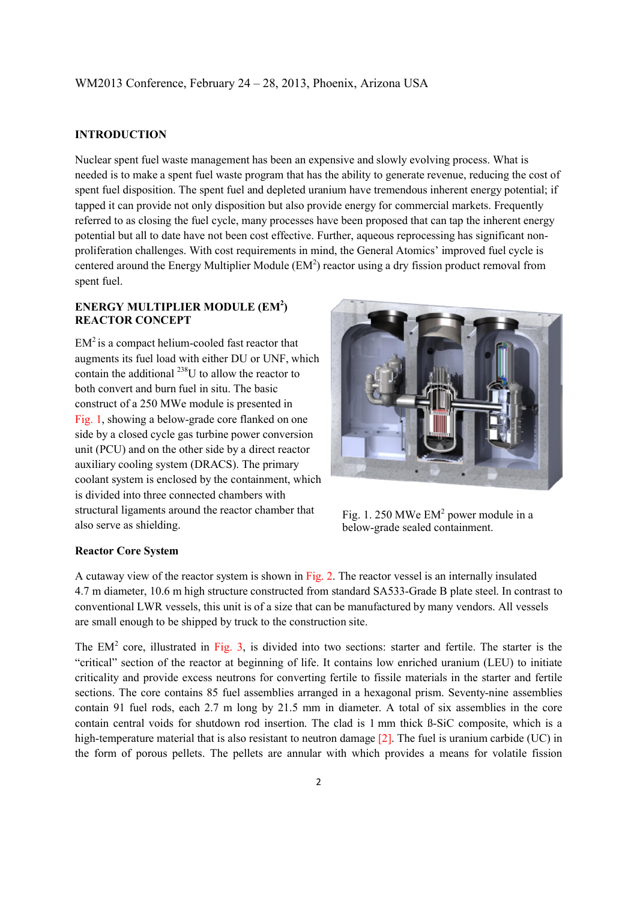## INTRODUCTION

Nuclear spent fuel waste management has been an expensive and slowly evolving process. What is needed is to make a spent fuel waste program that has the ability to generate revenue, reducing the cost of spent fuel disposition. The spent fuel and depleted uranium have tremendous inherent energy potential; if tapped it can provide not only disposition but also provide energy for commercial markets. Frequently referred to as closing the fuel cycle, many processes have been proposed that can tap the inherent energy potential but all to date have not been cost effective. Further, aqueous reprocessing has significant non-proliferation challenges. With cost requirements in mind, the General Atomics' improved fuel cycle is centered around the Energy Multiplier Module ($EM^2$) reactor using a dry fission product removal from spent fuel.

## ENERGY MULTIPLIER MODULE ($EM^2$) REACTOR CONCEPT

$EM^2$ is a compact helium-cooled fast reactor that augments its fuel load with either DU or UNF, which contain the additional $^{238}U$ to allow the reactor to both convert and burn fuel in situ. The basic construct of a 250 MWe module is presented in Fig. 1, showing a below-grade core flanked on one side by a closed cycle gas turbine power conversion unit (PCU) and on the other side by a direct reactor auxiliary cooling system (DRACS). The primary coolant system is enclosed by the containment, which is divided into three connected chambers with structural ligaments around the reactor chamber that also serve as shielding.

Fig. 1. 250 MWe $EM^2$ power module in a below-grade sealed containment.

### Reactor Core System

A cutaway view of the reactor system is shown in Fig. 2. The reactor vessel is an internally insulated 4.7 m diameter, 10.6 m high structure constructed from standard SA533-Grade B plate steel. In contrast to conventional LWR vessels, this unit is of a size that can be manufactured by many vendors. All vessels are small enough to be shipped by truck to the construction site.

The $EM^2$ core, illustrated in Fig. 3, is divided into two sections: starter and fertile. The starter is the "critical" section of the reactor at beginning of life. It contains low enriched uranium (LEU) to initiate criticality and provide excess neutrons for converting fertile to fissile materials in the starter and fertile sections. The core contains 85 fuel assemblies arranged in a hexagonal prism. Seventy-nine assemblies contain 91 fuel rods, each 2.7 m long by 21.5 mm in diameter. A total of six assemblies in the core contain central voids for shutdown rod insertion. The clad is 1 mm thick ß-SiC composite, which is a high-temperature material that is also resistant to neutron damage [2]. The fuel is uranium carbide (UC) in the form of porous pellets. The pellets are annular with which provides a means for volatile fission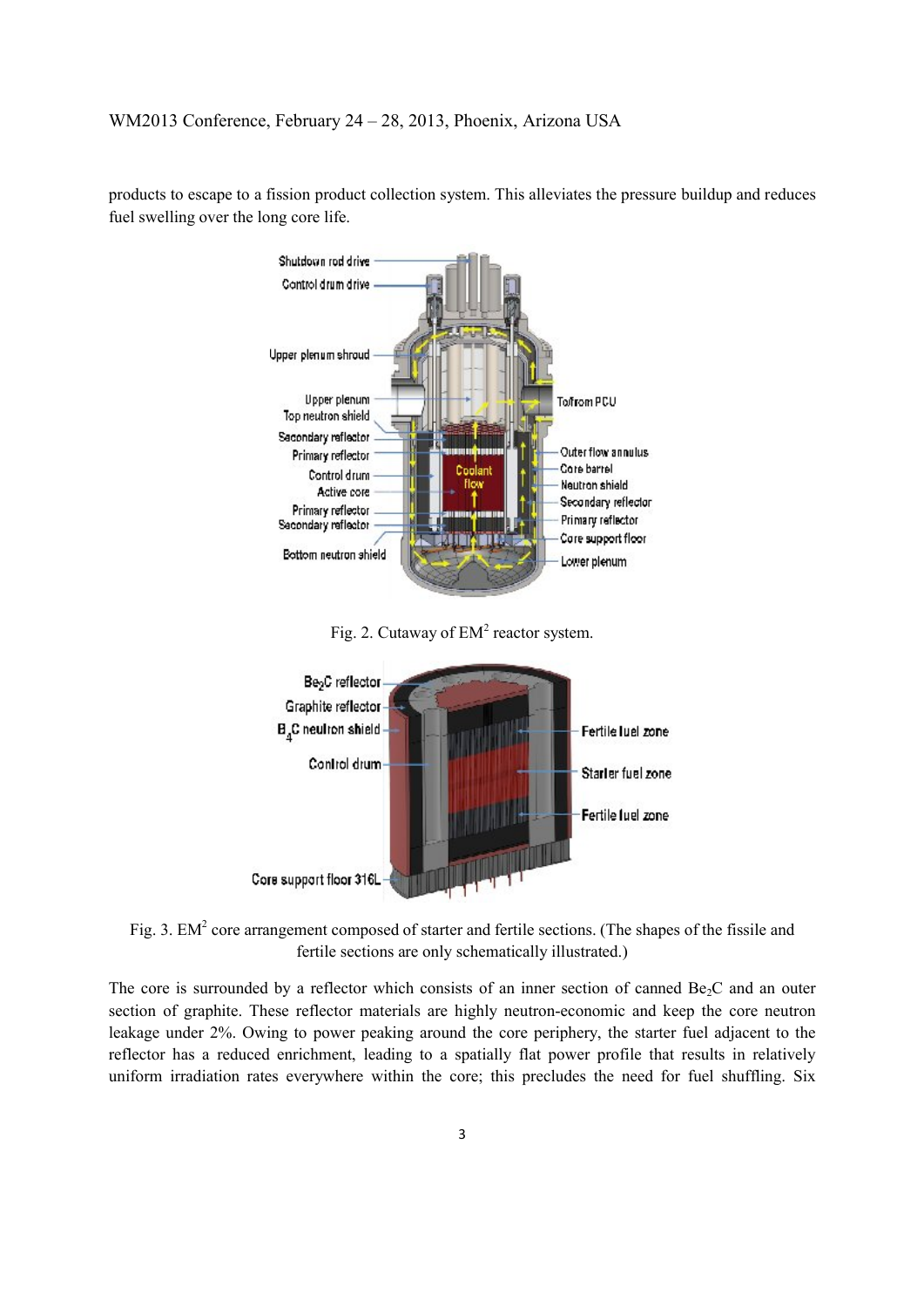products to escape to a fission product collection system. This alleviates the pressure buildup and reduces fuel swelling over the long core life.

Fig. 2. Cutaway of $EM^2$ reactor system.

Fig. 3. $EM^2$ core arrangement composed of starter and fertile sections. (The shapes of the fissile and fertile sections are only schematically illustrated.)

The core is surrounded by a reflector which consists of an inner section of canned $Be_2C$ and an outer section of graphite. These reflector materials are highly neutron-economic and keep the core neutron leakage under 2%. Owing to power peaking around the core periphery, the starter fuel adjacent to the reflector has a reduced enrichment, leading to a spatially flat power profile that results in relatively uniform irradiation rates everywhere within the core; this precludes the need for fuel shuffling. Six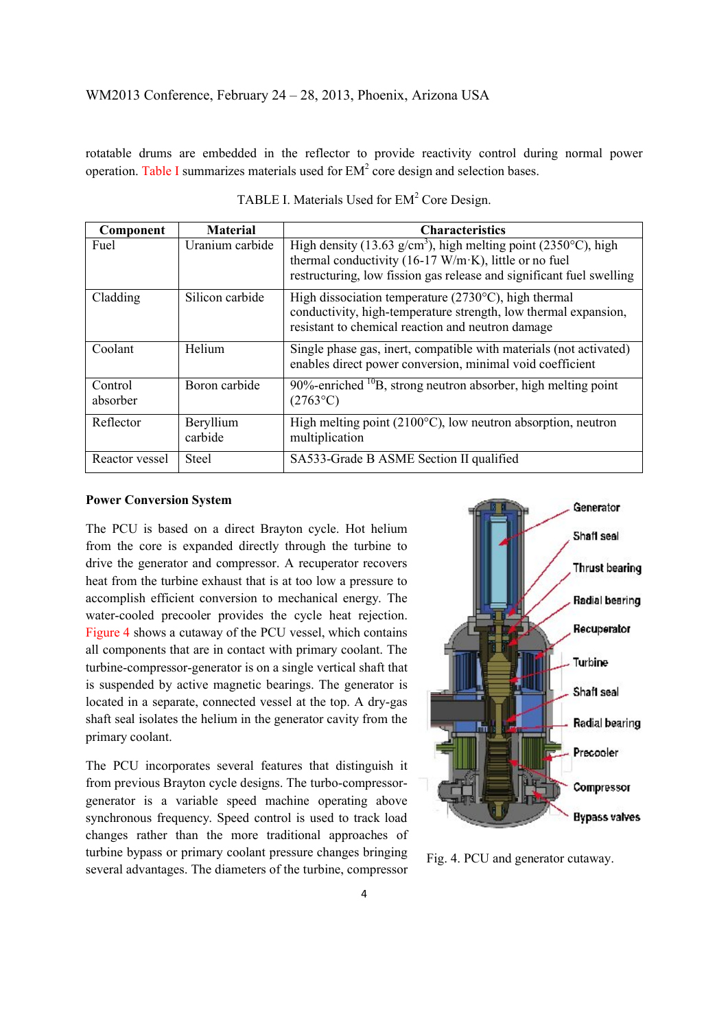rotatable drums are embedded in the reflector to provide reactivity control during normal power operation. Table I summarizes materials used for $EM^2$ core design and selection bases.

TABLE I. Materials Used for $EM^2$ Core Design.

| Component | Material | Characteristics |
|---|---|---|
| Fuel | Uranium carbide | High density (13.63 g/cm$^3$), high melting point (2350°C), high thermal conductivity (16-17 W/m·K), little or no fuel restructuring, low fission gas release and significant fuel swelling |
| Cladding | Silicon carbide | High dissociation temperature (2730°C), high thermal conductivity, high-temperature strength, low thermal expansion, resistant to chemical reaction and neutron damage |
| Coolant | Helium | Single phase gas, inert, compatible with materials (not activated) enables direct power conversion, minimal void coefficient |
| Control absorber | Boron carbide | 90%-enriched $^{10}$B, strong neutron absorber, high melting point (2763°C) |
| Reflector | Beryllium carbide | High melting point (2100°C), low neutron absorption, neutron multiplication |
| Reactor vessel | Steel | SA533-Grade B ASME Section II qualified |

**Power Conversion System**

The PCU is based on a direct Brayton cycle. Hot helium from the core is expanded directly through the turbine to drive the generator and compressor. A recuperator recovers heat from the turbine exhaust that is at too low a pressure to accomplish efficient conversion to mechanical energy. The water-cooled precooler provides the cycle heat rejection. Figure 4 shows a cutaway of the PCU vessel, which contains all components that are in contact with primary coolant. The turbine-compressor-generator is on a single vertical shaft that is suspended by active magnetic bearings. The generator is located in a separate, connected vessel at the top. A dry-gas shaft seal isolates the helium in the generator cavity from the primary coolant.

The PCU incorporates several features that distinguish it from previous Brayton cycle designs. The turbo-compressor-generator is a variable speed machine operating above synchronous frequency. Speed control is used to track load changes rather than the more traditional approaches of turbine bypass or primary coolant pressure changes bringing several advantages. The diameters of the turbine, compressor

Generator, Shaft seal, Thrust bearing, Radial bearing, Recuperator, Turbine, Shaft seal, Radial bearing, Precooler, Compressor, Bypass valves

Fig. 4. PCU and generator cutaway.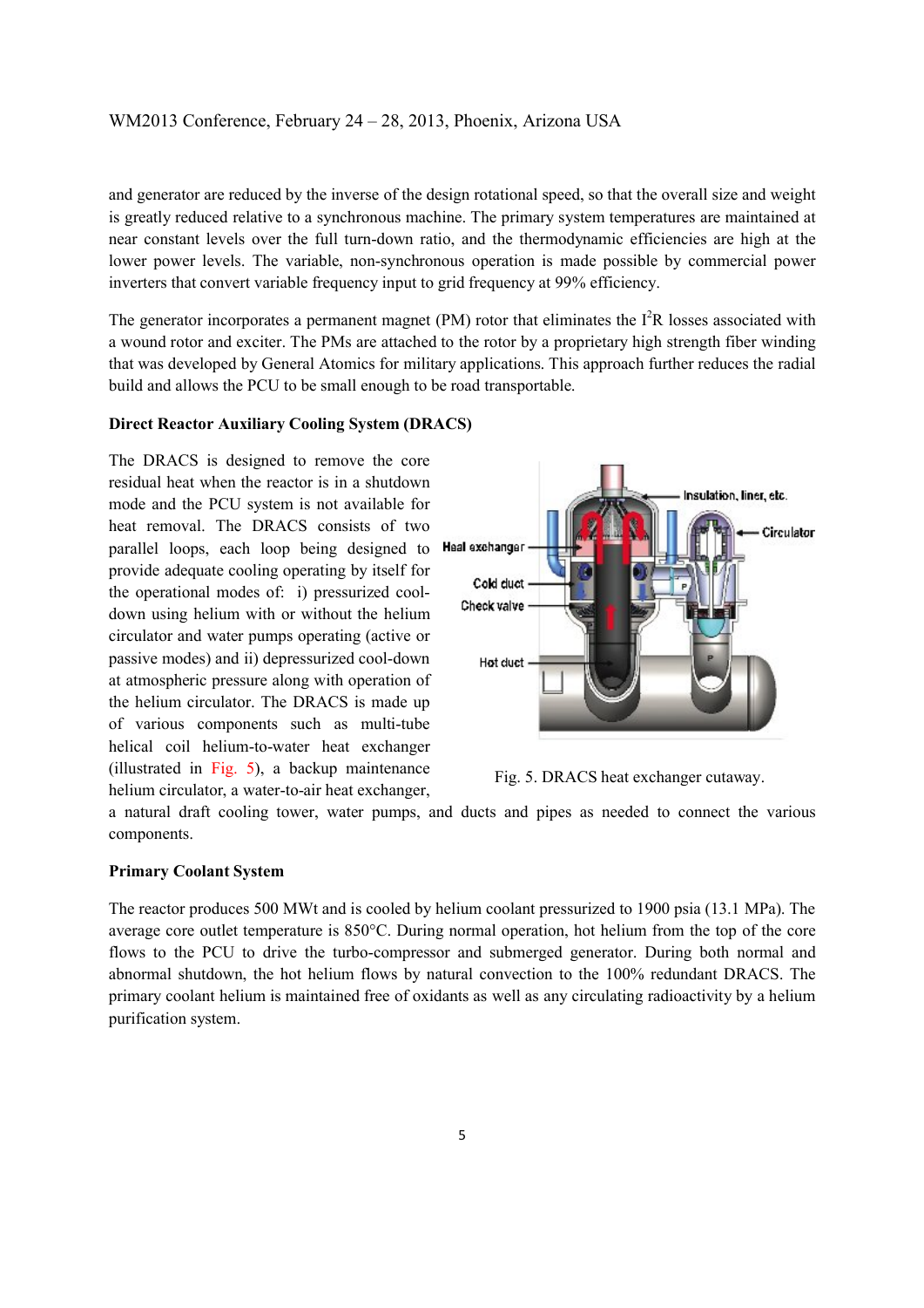and generator are reduced by the inverse of the design rotational speed, so that the overall size and weight is greatly reduced relative to a synchronous machine. The primary system temperatures are maintained at near constant levels over the full turn-down ratio, and the thermodynamic efficiencies are high at the lower power levels. The variable, non-synchronous operation is made possible by commercial power inverters that convert variable frequency input to grid frequency at 99% efficiency.

The generator incorporates a permanent magnet (PM) rotor that eliminates the $I^2R$ losses associated with a wound rotor and exciter. The PMs are attached to the rotor by a proprietary high strength fiber winding that was developed by General Atomics for military applications. This approach further reduces the radial build and allows the PCU to be small enough to be road transportable.

**Direct Reactor Auxiliary Cooling System (DRACS)**

The DRACS is designed to remove the core residual heat when the reactor is in a shutdown mode and the PCU system is not available for heat removal. The DRACS consists of two parallel loops, each loop being designed to provide adequate cooling operating by itself for the operational modes of: i) pressurized cool-down using helium with or without the helium circulator and water pumps operating (active or passive modes) and ii) depressurized cool-down at atmospheric pressure along with operation of the helium circulator. The DRACS is made up of various components such as multi-tube helical coil helium-to-water heat exchanger (illustrated in Fig. 5), a backup maintenance helium circulator, a water-to-air heat exchanger, a natural draft cooling tower, water pumps, and ducts and pipes as needed to connect the various components.

Fig. 5. DRACS heat exchanger cutaway.

**Primary Coolant System**

The reactor produces 500 MWt and is cooled by helium coolant pressurized to 1900 psia (13.1 MPa). The average core outlet temperature is 850°C. During normal operation, hot helium from the top of the core flows to the PCU to drive the turbo-compressor and submerged generator. During both normal and abnormal shutdown, the hot helium flows by natural convection to the 100% redundant DRACS. The primary coolant helium is maintained free of oxidants as well as any circulating radioactivity by a helium purification system.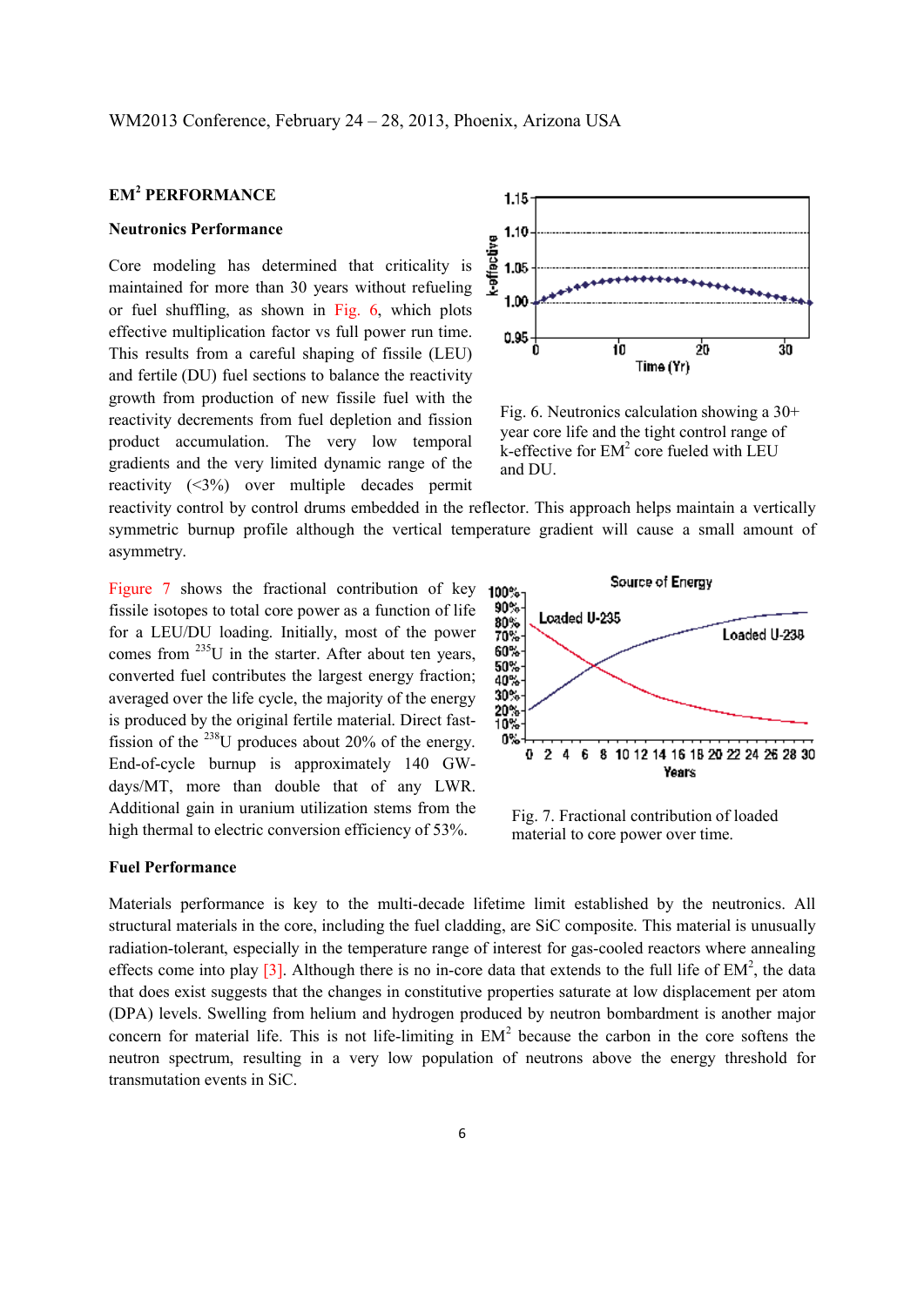## EM² PERFORMANCE

### Neutronics Performance

Core modeling has determined that criticality is maintained for more than 30 years without refueling or fuel shuffling, as shown in Fig. 6, which plots effective multiplication factor vs full power run time. This results from a careful shaping of fissile (LEU) and fertile (DU) fuel sections to balance the reactivity growth from production of new fissile fuel with the reactivity decrements from fuel depletion and fission product accumulation. The very low temporal gradients and the very limited dynamic range of the reactivity (<3%) over multiple decades permit reactivity control by control drums embedded in the reflector. This approach helps maintain a vertically symmetric burnup profile although the vertical temperature gradient will cause a small amount of asymmetry.

Fig. 6. Neutronics calculation showing a 30+ year core life and the tight control range of k-effective for EM² core fueled with LEU and DU.

Figure 7 shows the fractional contribution of key fissile isotopes to total core power as a function of life for a LEU/DU loading. Initially, most of the power comes from $^{235}$U in the starter. After about ten years, converted fuel contributes the largest energy fraction; averaged over the life cycle, the majority of the energy is produced by the original fertile material. Direct fast-fission of the $^{238}$U produces about 20% of the energy. End-of-cycle burnup is approximately 140 GW-days/MT, more than double that of any LWR. Additional gain in uranium utilization stems from the high thermal to electric conversion efficiency of 53%.

Fig. 7. Fractional contribution of loaded material to core power over time.

### Fuel Performance

Materials performance is key to the multi-decade lifetime limit established by the neutronics. All structural materials in the core, including the fuel cladding, are SiC composite. This material is unusually radiation-tolerant, especially in the temperature range of interest for gas-cooled reactors where annealing effects come into play [3]. Although there is no in-core data that extends to the full life of EM², the data that does exist suggests that the changes in constitutive properties saturate at low displacement per atom (DPA) levels. Swelling from helium and hydrogen produced by neutron bombardment is another major concern for material life. This is not life-limiting in EM² because the carbon in the core softens the neutron spectrum, resulting in a very low population of neutrons above the energy threshold for transmutation events in SiC.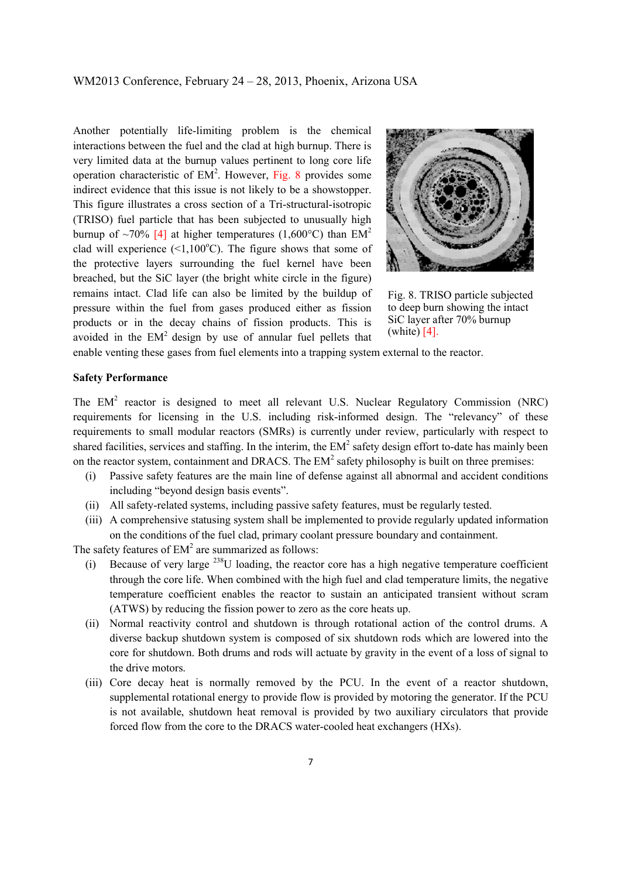Another potentially life-limiting problem is the chemical interactions between the fuel and the clad at high burnup. There is very limited data at the burnup values pertinent to long core life operation characteristic of EM$^2$. However, Fig. 8 provides some indirect evidence that this issue is not likely to be a showstopper. This figure illustrates a cross section of a Tri-structural-isotropic (TRISO) fuel particle that has been subjected to unusually high burnup of ~70% [4] at higher temperatures (1,600°C) than EM$^2$ clad will experience (<1,100°C). The figure shows that some of the protective layers surrounding the fuel kernel have been breached, but the SiC layer (the bright white circle in the figure) remains intact. Clad life can also be limited by the buildup of pressure within the fuel from gases produced either as fission products or in the decay chains of fission products. This is avoided in the EM$^2$ design by use of annular fuel pellets that enable venting these gases from fuel elements into a trapping system external to the reactor.

Fig. 8. TRISO particle subjected to deep burn showing the intact SiC layer after 70% burnup (white) [4].

**Safety Performance**

The EM$^2$ reactor is designed to meet all relevant U.S. Nuclear Regulatory Commission (NRC) requirements for licensing in the U.S. including risk-informed design. The "relevancy" of these requirements to small modular reactors (SMRs) is currently under review, particularly with respect to shared facilities, services and staffing. In the interim, the EM$^2$ safety design effort to-date has mainly been on the reactor system, containment and DRACS. The EM$^2$ safety philosophy is built on three premises:

(i) Passive safety features are the main line of defense against all abnormal and accident conditions including "beyond design basis events".

(ii) All safety-related systems, including passive safety features, must be regularly tested.

(iii) A comprehensive statusing system shall be implemented to provide regularly updated information on the conditions of the fuel clad, primary coolant pressure boundary and containment.

The safety features of EM$^2$ are summarized as follows:

(i) Because of very large $^{238}$U loading, the reactor core has a high negative temperature coefficient through the core life. When combined with the high fuel and clad temperature limits, the negative temperature coefficient enables the reactor to sustain an anticipated transient without scram (ATWS) by reducing the fission power to zero as the core heats up.

(ii) Normal reactivity control and shutdown is through rotational action of the control drums. A diverse backup shutdown system is composed of six shutdown rods which are lowered into the core for shutdown. Both drums and rods will actuate by gravity in the event of a loss of signal to the drive motors.

(iii) Core decay heat is normally removed by the PCU. In the event of a reactor shutdown, supplemental rotational energy to provide flow is provided by motoring the generator. If the PCU is not available, shutdown heat removal is provided by two auxiliary circulators that provide forced flow from the core to the DRACS water-cooled heat exchangers (HXs).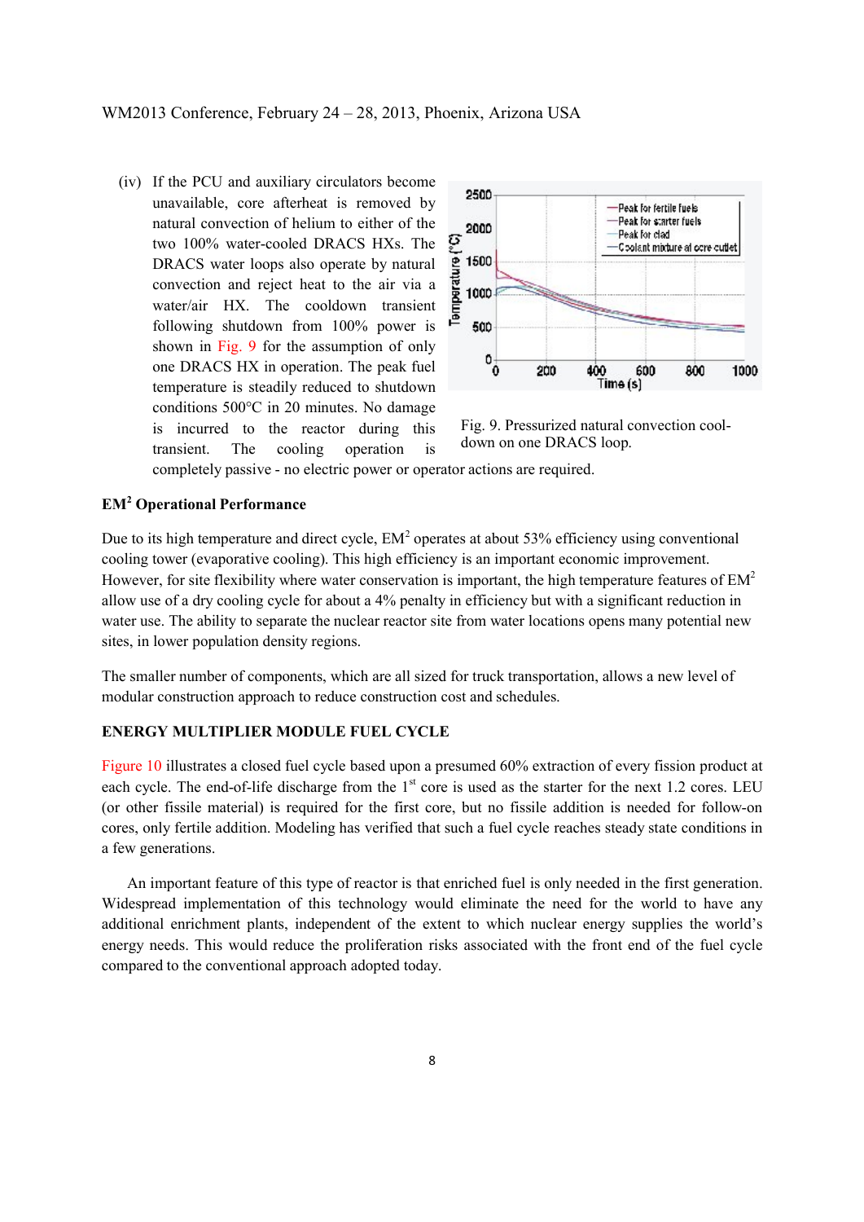(iv) If the PCU and auxiliary circulators become unavailable, core afterheat is removed by natural convection of helium to either of the two 100% water-cooled DRACS HXs. The DRACS water loops also operate by natural convection and reject heat to the air via a water/air HX. The cooldown transient following shutdown from 100% power is shown in Fig. 9 for the assumption of only one DRACS HX in operation. The peak fuel temperature is steadily reduced to shutdown conditions 500°C in 20 minutes. No damage is incurred to the reactor during this transient. The cooling operation is completely passive - no electric power or operator actions are required.

Fig. 9. Pressurized natural convection cool-down on one DRACS loop.

### EM[2] Operational Performance

Due to its high temperature and direct cycle, EM[2] operates at about 53% efficiency using conventional cooling tower (evaporative cooling). This high efficiency is an important economic improvement. However, for site flexibility where water conservation is important, the high temperature features of EM[2] allow use of a dry cooling cycle for about a 4% penalty in efficiency but with a significant reduction in water use. The ability to separate the nuclear reactor site from water locations opens many potential new sites, in lower population density regions.

The smaller number of components, which are all sized for truck transportation, allows a new level of modular construction approach to reduce construction cost and schedules.

## ENERGY MULTIPLIER MODULE FUEL CYCLE

Figure 10 illustrates a closed fuel cycle based upon a presumed 60% extraction of every fission product at each cycle. The end-of-life discharge from the 1[st] core is used as the starter for the next 1.2 cores. LEU (or other fissile material) is required for the first core, but no fissile addition is needed for follow-on cores, only fertile addition. Modeling has verified that such a fuel cycle reaches steady state conditions in a few generations.

An important feature of this type of reactor is that enriched fuel is only needed in the first generation. Widespread implementation of this technology would eliminate the need for the world to have any additional enrichment plants, independent of the extent to which nuclear energy supplies the world's energy needs. This would reduce the proliferation risks associated with the front end of the fuel cycle compared to the conventional approach adopted today.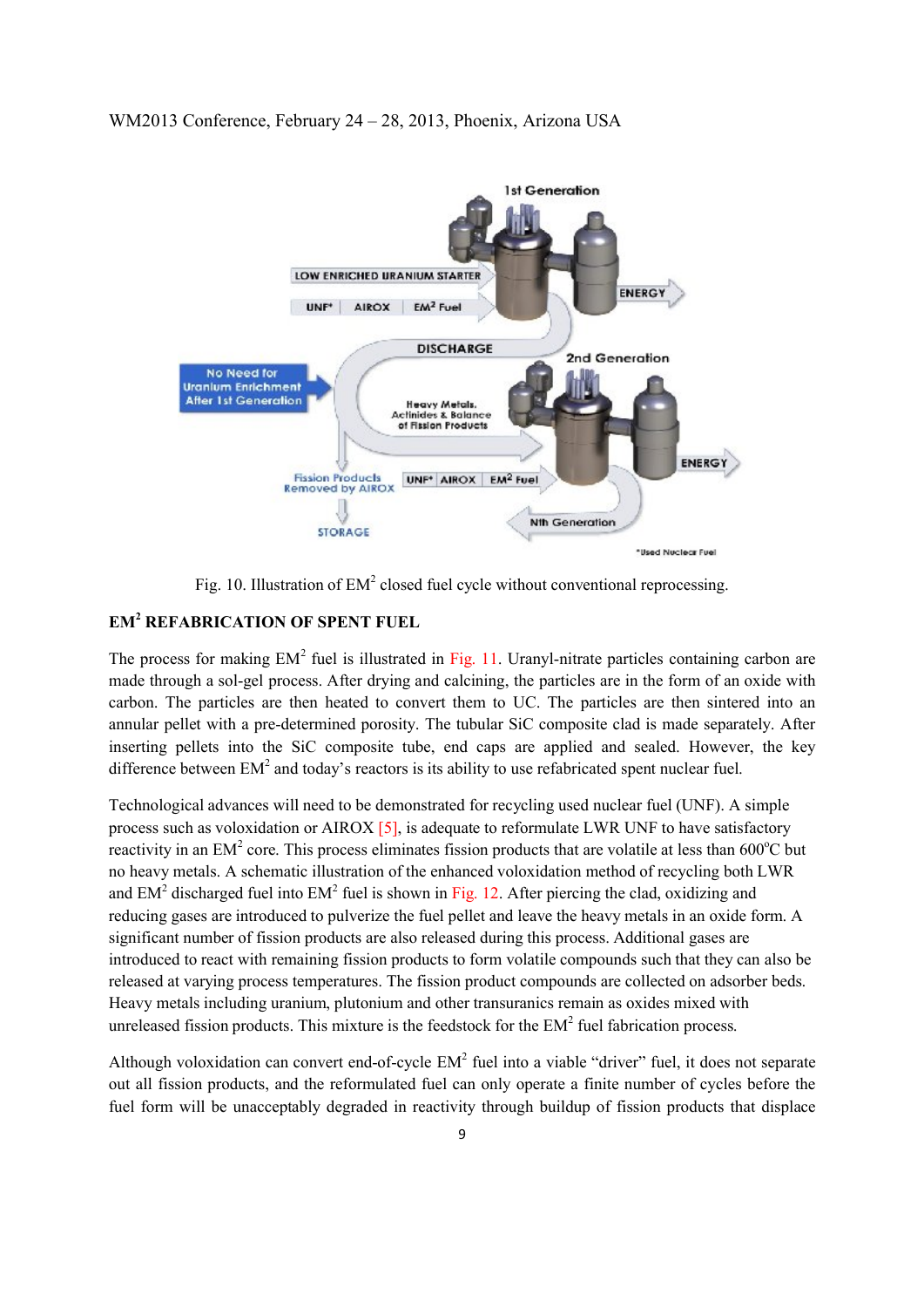Fig. 10. Illustration of EM$^2$ closed fuel cycle without conventional reprocessing.

## EM$^2$ REFABRICATION OF SPENT FUEL

The process for making EM$^2$ fuel is illustrated in Fig. 11. Uranyl-nitrate particles containing carbon are made through a sol-gel process. After drying and calcining, the particles are in the form of an oxide with carbon. The particles are then heated to convert them to UC. The particles are then sintered into an annular pellet with a pre-determined porosity. The tubular SiC composite clad is made separately. After inserting pellets into the SiC composite tube, end caps are applied and sealed. However, the key difference between EM$^2$ and today's reactors is its ability to use refabricated spent nuclear fuel.

Technological advances will need to be demonstrated for recycling used nuclear fuel (UNF). A simple process such as voloxidation or AIROX [5], is adequate to reformulate LWR UNF to have satisfactory reactivity in an EM$^2$ core. This process eliminates fission products that are volatile at less than 600°C but no heavy metals. A schematic illustration of the enhanced voloxidation method of recycling both LWR and EM$^2$ discharged fuel into EM$^2$ fuel is shown in Fig. 12. After piercing the clad, oxidizing and reducing gases are introduced to pulverize the fuel pellet and leave the heavy metals in an oxide form. A significant number of fission products are also released during this process. Additional gases are introduced to react with remaining fission products to form volatile compounds such that they can also be released at varying process temperatures. The fission product compounds are collected on adsorber beds. Heavy metals including uranium, plutonium and other transuranics remain as oxides mixed with unreleased fission products. This mixture is the feedstock for the EM$^2$ fuel fabrication process.

Although voloxidation can convert end-of-cycle EM$^2$ fuel into a viable "driver" fuel, it does not separate out all fission products, and the reformulated fuel can only operate a finite number of cycles before the fuel form will be unacceptably degraded in reactivity through buildup of fission products that displace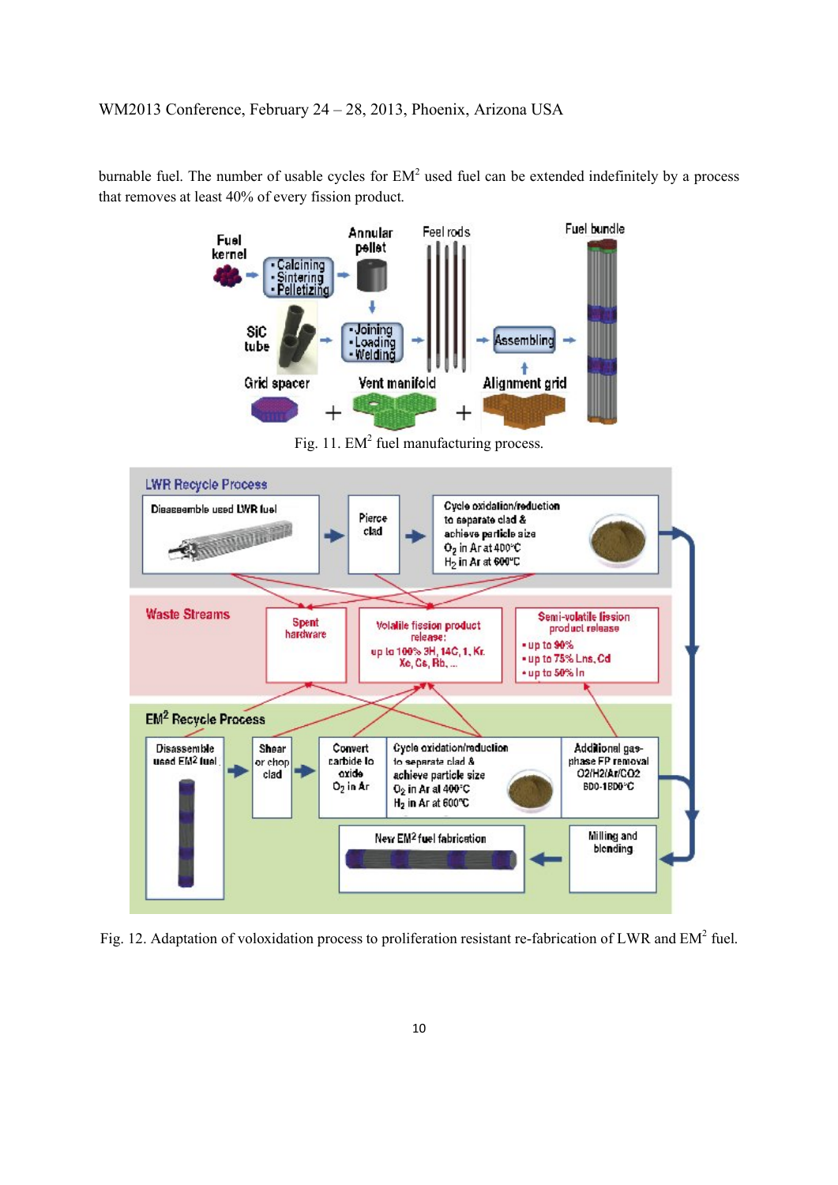burnable fuel. The number of usable cycles for $EM^2$ used fuel can be extended indefinitely by a process that removes at least 40% of every fission product.

Fig. 11. $EM^2$ fuel manufacturing process.

Fig. 12. Adaptation of voloxidation process to proliferation resistant re-fabrication of LWR and $EM^2$ fuel.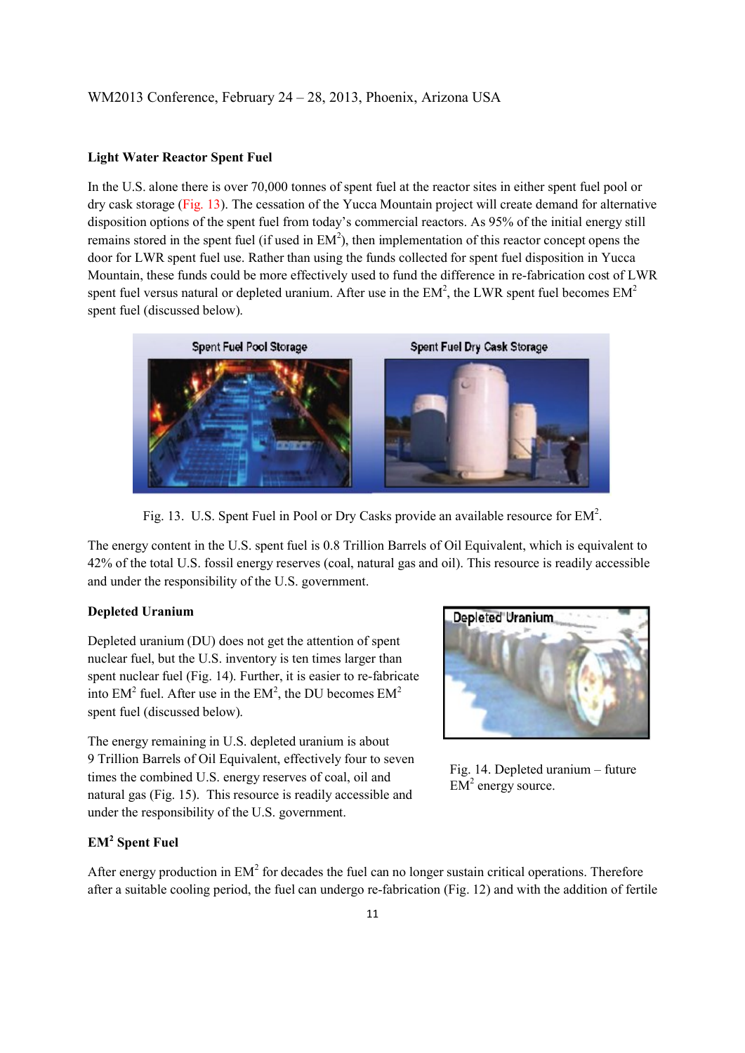### Light Water Reactor Spent Fuel

In the U.S. alone there is over 70,000 tonnes of spent fuel at the reactor sites in either spent fuel pool or dry cask storage (Fig. 13). The cessation of the Yucca Mountain project will create demand for alternative disposition options of the spent fuel from today's commercial reactors. As 95% of the initial energy still remains stored in the spent fuel (if used in $EM^2$), then implementation of this reactor concept opens the door for LWR spent fuel use. Rather than using the funds collected for spent fuel disposition in Yucca Mountain, these funds could be more effectively used to fund the difference in re-fabrication cost of LWR spent fuel versus natural or depleted uranium. After use in the $EM^2$, the LWR spent fuel becomes $EM^2$ spent fuel (discussed below).

Fig. 13. U.S. Spent Fuel in Pool or Dry Casks provide an available resource for $EM^2$.

The energy content in the U.S. spent fuel is 0.8 Trillion Barrels of Oil Equivalent, which is equivalent to 42% of the total U.S. fossil energy reserves (coal, natural gas and oil). This resource is readily accessible and under the responsibility of the U.S. government.

### Depleted Uranium

Depleted uranium (DU) does not get the attention of spent nuclear fuel, but the U.S. inventory is ten times larger than spent nuclear fuel (Fig. 14). Further, it is easier to re-fabricate into $EM^2$ fuel. After use in the $EM^2$, the DU becomes $EM^2$ spent fuel (discussed below).

The energy remaining in U.S. depleted uranium is about 9 Trillion Barrels of Oil Equivalent, effectively four to seven times the combined U.S. energy reserves of coal, oil and natural gas (Fig. 15). This resource is readily accessible and under the responsibility of the U.S. government.

Fig. 14. Depleted uranium – future $EM^2$ energy source.

### $EM^2$ Spent Fuel

After energy production in $EM^2$ for decades the fuel can no longer sustain critical operations. Therefore after a suitable cooling period, the fuel can undergo re-fabrication (Fig. 12) and with the addition of fertile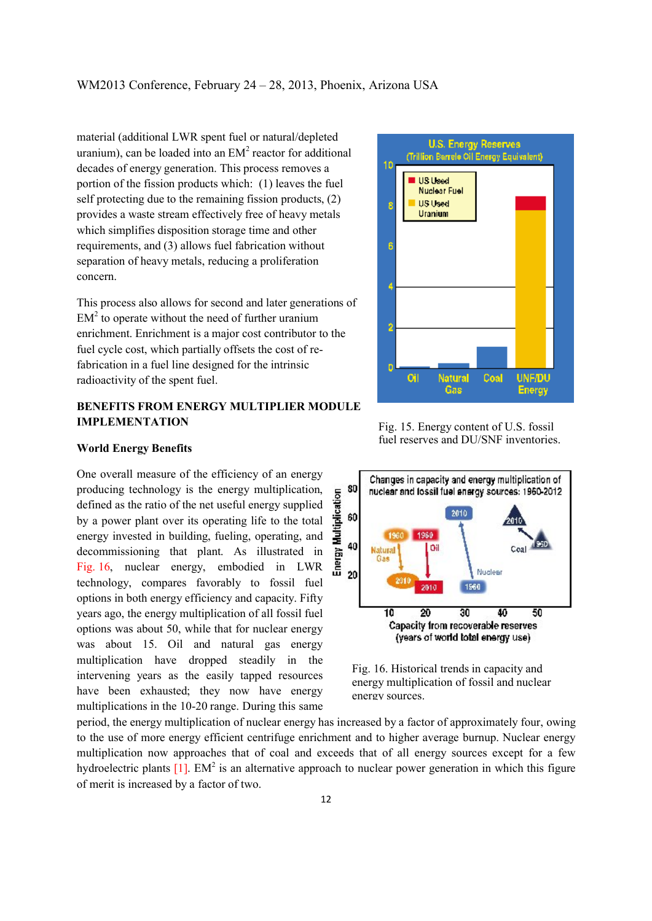material (additional LWR spent fuel or natural/depleted uranium), can be loaded into an $EM^2$ reactor for additional decades of energy generation. This process removes a portion of the fission products which: (1) leaves the fuel self protecting due to the remaining fission products, (2) provides a waste stream effectively free of heavy metals which simplifies disposition storage time and other requirements, and (3) allows fuel fabrication without separation of heavy metals, reducing a proliferation concern.

This process also allows for second and later generations of $EM^2$ to operate without the need of further uranium enrichment. Enrichment is a major cost contributor to the fuel cycle cost, which partially offsets the cost of re-fabrication in a fuel line designed for the intrinsic radioactivity of the spent fuel.

Fig. 15. Energy content of U.S. fossil fuel reserves and DU/SNF inventories.

## BENEFITS FROM ENERGY MULTIPLIER MODULE IMPLEMENTATION

### World Energy Benefits

One overall measure of the efficiency of an energy producing technology is the energy multiplication, defined as the ratio of the net useful energy supplied by a power plant over its operating life to the total energy invested in building, fueling, operating, and decommissioning that plant. As illustrated in Fig. 16, nuclear energy, embodied in LWR technology, compares favorably to fossil fuel options in both energy efficiency and capacity. Fifty years ago, the energy multiplication of all fossil fuel options was about 50, while that for nuclear energy was about 15. Oil and natural gas energy multiplication have dropped steadily in the intervening years as the easily tapped resources have been exhausted; they now have energy multiplications in the 10-20 range. During this same period, the energy multiplication of nuclear energy has increased by a factor of approximately four, owing to the use of more energy efficient centrifuge enrichment and to higher average burnup. Nuclear energy multiplication now approaches that of coal and exceeds that of all energy sources except for a few hydroelectric plants [1]. $EM^2$ is an alternative approach to nuclear power generation in which this figure of merit is increased by a factor of two.

Fig. 16. Historical trends in capacity and energy multiplication of fossil and nuclear energy sources.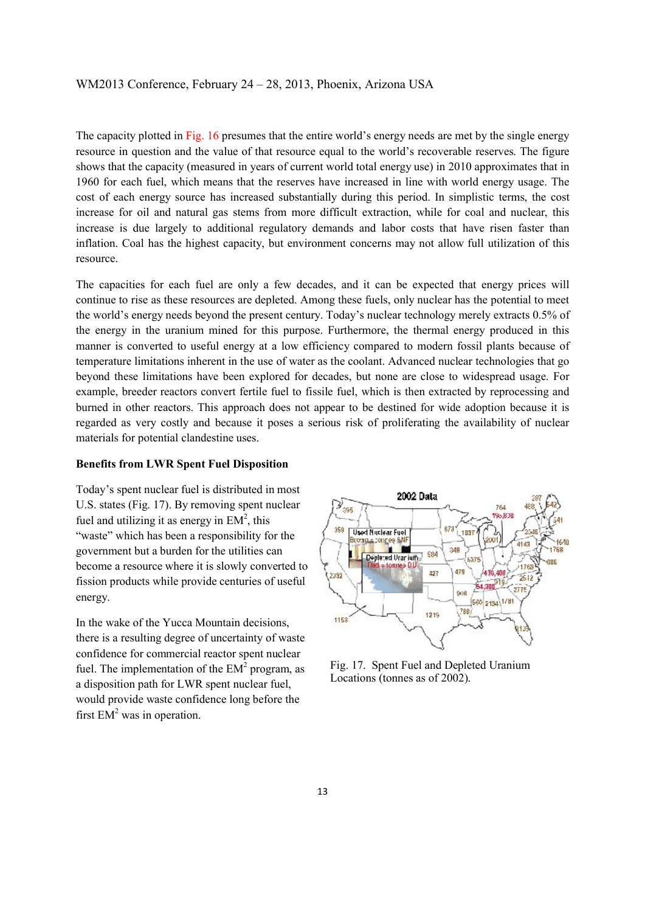The capacity plotted in Fig. 16 presumes that the entire world's energy needs are met by the single energy resource in question and the value of that resource equal to the world's recoverable reserves. The figure shows that the capacity (measured in years of current world total energy use) in 2010 approximates that in 1960 for each fuel, which means that the reserves have increased in line with world energy usage. The cost of each energy source has increased substantially during this period. In simplistic terms, the cost increase for oil and natural gas stems from more difficult extraction, while for coal and nuclear, this increase is due largely to additional regulatory demands and labor costs that have risen faster than inflation. Coal has the highest capacity, but environment concerns may not allow full utilization of this resource.

The capacities for each fuel are only a few decades, and it can be expected that energy prices will continue to rise as these resources are depleted. Among these fuels, only nuclear has the potential to meet the world's energy needs beyond the present century. Today's nuclear technology merely extracts 0.5% of the energy in the uranium mined for this purpose. Furthermore, the thermal energy produced in this manner is converted to useful energy at a low efficiency compared to modern fossil plants because of temperature limitations inherent in the use of water as the coolant. Advanced nuclear technologies that go beyond these limitations have been explored for decades, but none are close to widespread usage. For example, breeder reactors convert fertile fuel to fissile fuel, which is then extracted by reprocessing and burned in other reactors. This approach does not appear to be destined for wide adoption because it is regarded as very costly and because it poses a serious risk of proliferating the availability of nuclear materials for potential clandestine uses.

**Benefits from LWR Spent Fuel Disposition**

Today's spent nuclear fuel is distributed in most U.S. states (Fig. 17). By removing spent nuclear fuel and utilizing it as energy in EM$^2$, this "waste" which has been a responsibility for the government but a burden for the utilities can become a resource where it is slowly converted to fission products while provide centuries of useful energy.

In the wake of the Yucca Mountain decisions, there is a resulting degree of uncertainty of waste confidence for commercial reactor spent nuclear fuel. The implementation of the EM$^2$ program, as a disposition path for LWR spent nuclear fuel, would provide waste confidence long before the first EM$^2$ was in operation.

Fig. 17. Spent Fuel and Depleted Uranium Locations (tonnes as of 2002).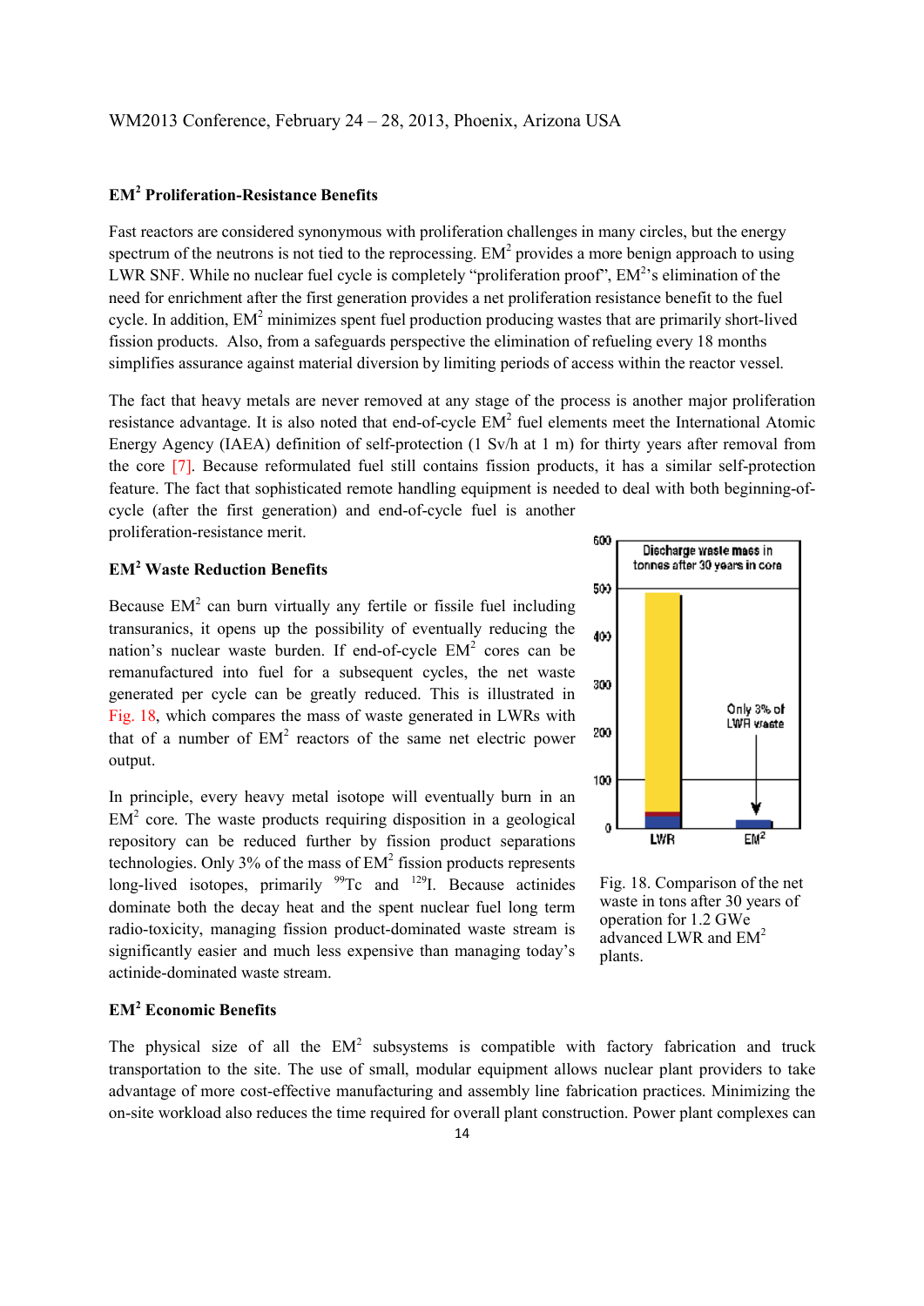## $EM^2$ Proliferation-Resistance Benefits

Fast reactors are considered synonymous with proliferation challenges in many circles, but the energy spectrum of the neutrons is not tied to the reprocessing. $EM^2$ provides a more benign approach to using LWR SNF. While no nuclear fuel cycle is completely "proliferation proof", $EM^2$'s elimination of the need for enrichment after the first generation provides a net proliferation resistance benefit to the fuel cycle. In addition, $EM^2$ minimizes spent fuel production producing wastes that are primarily short-lived fission products. Also, from a safeguards perspective the elimination of refueling every 18 months simplifies assurance against material diversion by limiting periods of access within the reactor vessel.

The fact that heavy metals are never removed at any stage of the process is another major proliferation resistance advantage. It is also noted that end-of-cycle $EM^2$ fuel elements meet the International Atomic Energy Agency (IAEA) definition of self-protection (1 Sv/h at 1 m) for thirty years after removal from the core [7]. Because reformulated fuel still contains fission products, it has a similar self-protection feature. The fact that sophisticated remote handling equipment is needed to deal with both beginning-of-cycle (after the first generation) and end-of-cycle fuel is another proliferation-resistance merit.

## $EM^2$ Waste Reduction Benefits

Because $EM^2$ can burn virtually any fertile or fissile fuel including transuranics, it opens up the possibility of eventually reducing the nation's nuclear waste burden. If end-of-cycle $EM^2$ cores can be remanufactured into fuel for a subsequent cycles, the net waste generated per cycle can be greatly reduced. This is illustrated in Fig. 18, which compares the mass of waste generated in LWRs with that of a number of $EM^2$ reactors of the same net electric power output.

In principle, every heavy metal isotope will eventually burn in an $EM^2$ core. The waste products requiring disposition in a geological repository can be reduced further by fission product separations technologies. Only 3% of the mass of $EM^2$ fission products represents long-lived isotopes, primarily $^{99}Tc$ and $^{129}I$. Because actinides dominate both the decay heat and the spent nuclear fuel long term radio-toxicity, managing fission product-dominated waste stream is significantly easier and much less expensive than managing today's actinide-dominated waste stream.

Fig. 18. Comparison of the net waste in tons after 30 years of operation for 1.2 GWe advanced LWR and $EM^2$ plants.

## $EM^2$ Economic Benefits

The physical size of all the $EM^2$ subsystems is compatible with factory fabrication and truck transportation to the site. The use of small, modular equipment allows nuclear plant providers to take advantage of more cost-effective manufacturing and assembly line fabrication practices. Minimizing the on-site workload also reduces the time required for overall plant construction. Power plant complexes can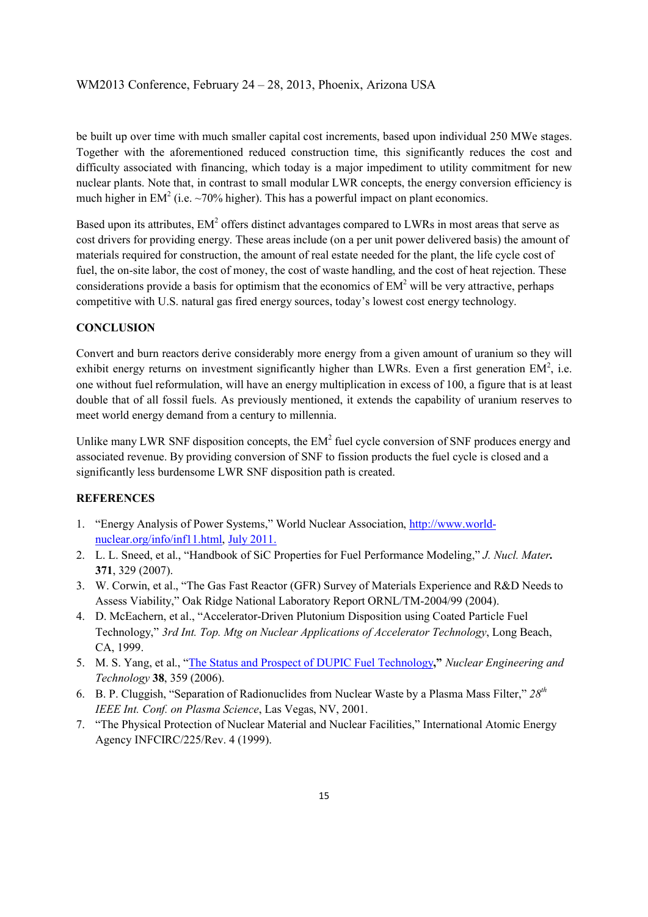be built up over time with much smaller capital cost increments, based upon individual 250 MWe stages. Together with the aforementioned reduced construction time, this significantly reduces the cost and difficulty associated with financing, which today is a major impediment to utility commitment for new nuclear plants. Note that, in contrast to small modular LWR concepts, the energy conversion efficiency is much higher in $EM^2$ (i.e. ~70% higher). This has a powerful impact on plant economics.

Based upon its attributes, $EM^2$ offers distinct advantages compared to LWRs in most areas that serve as cost drivers for providing energy. These areas include (on a per unit power delivered basis) the amount of materials required for construction, the amount of real estate needed for the plant, the life cycle cost of fuel, the on-site labor, the cost of money, the cost of waste handling, and the cost of heat rejection. These considerations provide a basis for optimism that the economics of $EM^2$ will be very attractive, perhaps competitive with U.S. natural gas fired energy sources, today's lowest cost energy technology.

## CONCLUSION

Convert and burn reactors derive considerably more energy from a given amount of uranium so they will exhibit energy returns on investment significantly higher than LWRs. Even a first generation $EM^2$, i.e. one without fuel reformulation, will have an energy multiplication in excess of 100, a figure that is at least double that of all fossil fuels. As previously mentioned, it extends the capability of uranium reserves to meet world energy demand from a century to millennia.

Unlike many LWR SNF disposition concepts, the $EM^2$ fuel cycle conversion of SNF produces energy and associated revenue. By providing conversion of SNF to fission products the fuel cycle is closed and a significantly less burdensome LWR SNF disposition path is created.

## REFERENCES

1. "Energy Analysis of Power Systems," World Nuclear Association, http://www.world-nuclear.org/info/inf11.html, July 2011.
2. L. L. Sneed, et al., "Handbook of SiC Properties for Fuel Performance Modeling," *J. Nucl. Mater.* **371**, 329 (2007).
3. W. Corwin, et al., "The Gas Fast Reactor (GFR) Survey of Materials Experience and R&D Needs to Assess Viability," Oak Ridge National Laboratory Report ORNL/TM-2004/99 (2004).
4. D. McEachern, et al., "Accelerator-Driven Plutonium Disposition using Coated Particle Fuel Technology," *3rd Int. Top. Mtg on Nuclear Applications of Accelerator Technology*, Long Beach, CA, 1999.
5. M. S. Yang, et al., "The Status and Prospect of DUPIC Fuel Technology," *Nuclear Engineering and Technology* **38**, 359 (2006).
6. B. P. Cluggish, "Separation of Radionuclides from Nuclear Waste by a Plasma Mass Filter," *28th IEEE Int. Conf. on Plasma Science*, Las Vegas, NV, 2001.
7. "The Physical Protection of Nuclear Material and Nuclear Facilities," International Atomic Energy Agency INFCIRC/225/Rev. 4 (1999).